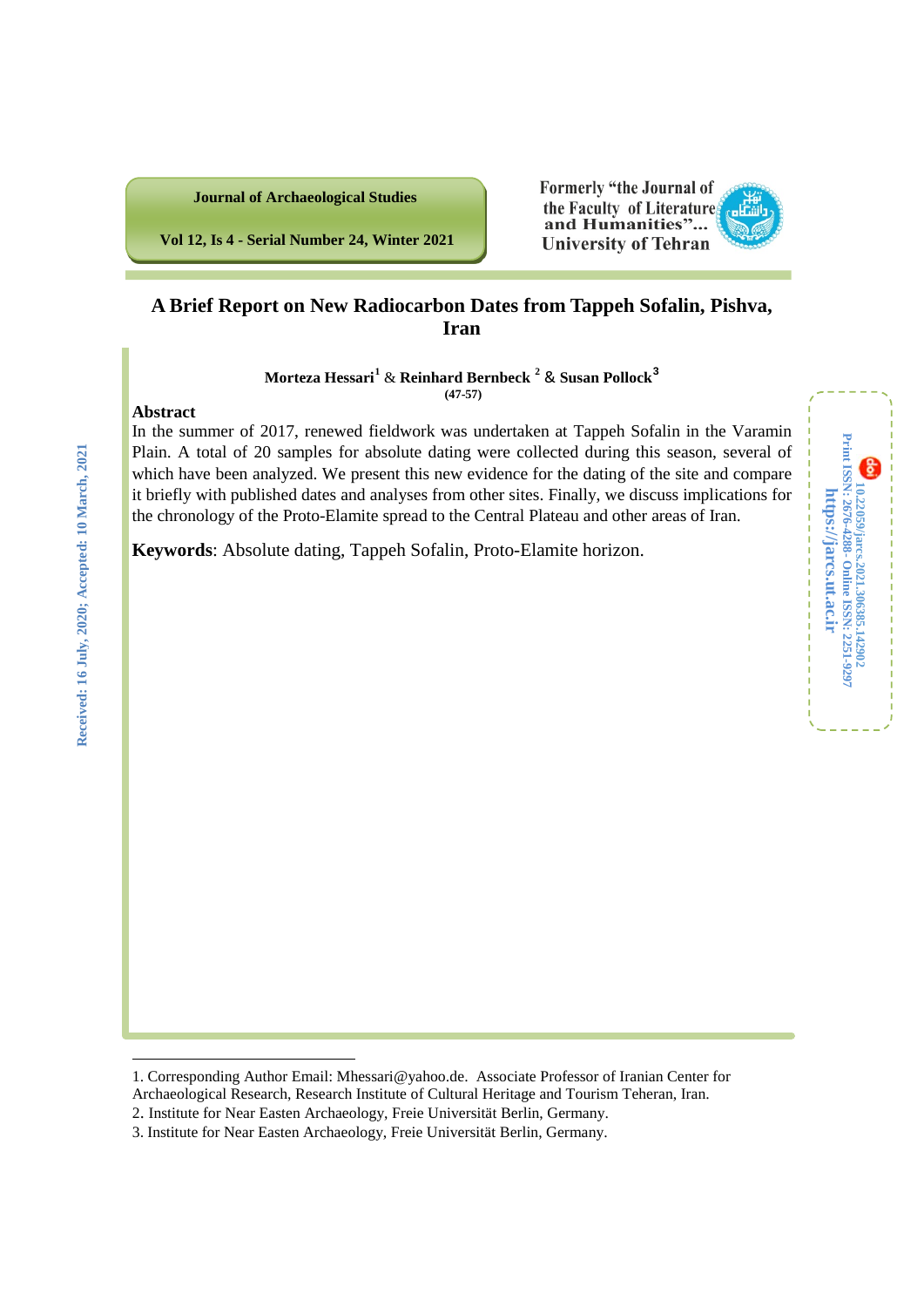# A Brief Report on New Radiocarbon Dates from Tappeh Sofalin, Pishva, Iran

**Morteza Hessari**[1] & **Reinhard Bernbeck**[2] & **Susan Pollock**[3]

Received: 16 July, 2020; Accepted: 10 March, 2021

10.22059/jarcs.2021.306385.142902

Print ISSN: 2676-4288 - Online ISSN: 2251-9297

https://jarcs.ut.ac.ir

## Abstract

In the summer of 2017, renewed fieldwork was undertaken at Tappeh Sofalin in the Varamin Plain. A total of 20 samples for absolute dating were collected during this season, several of which have been analyzed. We present this new evidence for the dating of the site and compare it briefly with published dates and analyses from other sites. Finally, we discuss implications for the chronology of the Proto-Elamite spread to the Central Plateau and other areas of Iran.

**Keywords**: Absolute dating, Tappeh Sofalin, Proto-Elamite horizon.

---

1. Corresponding Author Email: Mhessari@yahoo.de. Associate Professor of Iranian Center for Archaeological Research, Research Institute of Cultural Heritage and Tourism Teheran, Iran.
2. Institute for Near Easten Archaeology, Freie Universität Berlin, Germany.
3. Institute for Near Easten Archaeology, Freie Universität Berlin, Germany.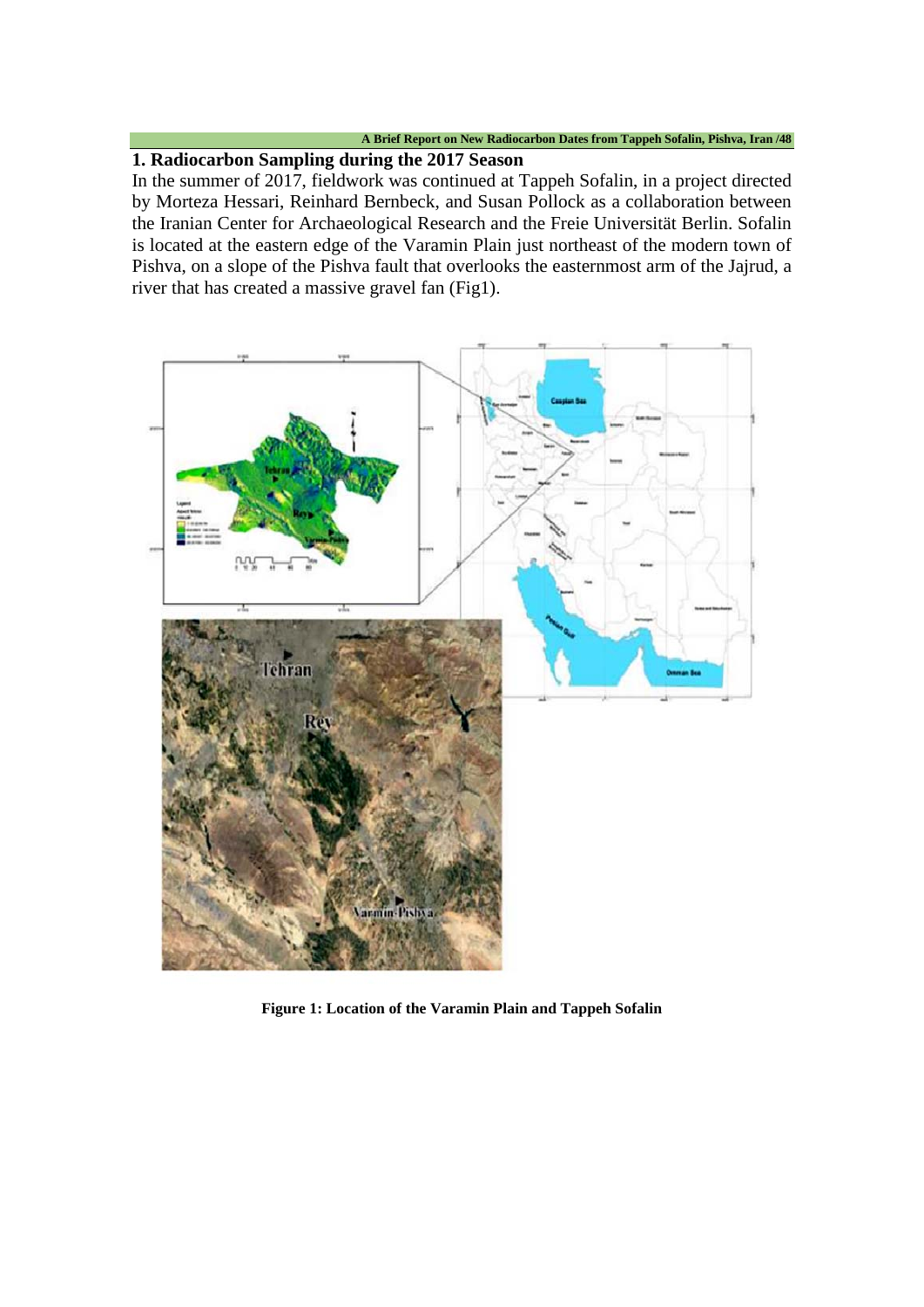## 1. Radiocarbon Sampling during the 2017 Season

In the summer of 2017, fieldwork was continued at Tappeh Sofalin, in a project directed by Morteza Hessari, Reinhard Bernbeck, and Susan Pollock as a collaboration between the Iranian Center for Archaeological Research and the Freie Universität Berlin. Sofalin is located at the eastern edge of the Varamin Plain just northeast of the modern town of Pishva, on a slope of the Pishva fault that overlooks the easternmost arm of the Jajrud, a river that has created a massive gravel fan (Fig1).

**Figure 1: Location of the Varamin Plain and Tappeh Sofalin**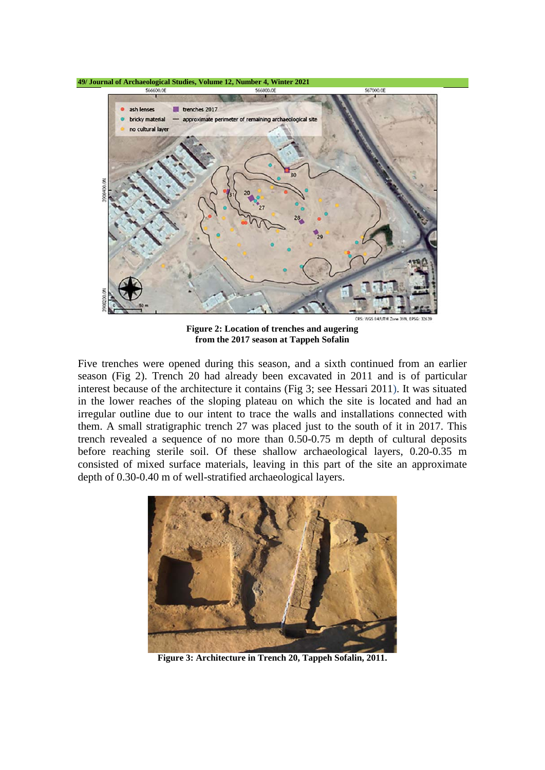Figure 2: Location of trenches and augering from the 2017 season at Tappeh Sofalin

Five trenches were opened during this season, and a sixth continued from an earlier season (Fig 2). Trench 20 had already been excavated in 2011 and is of particular interest because of the architecture it contains (Fig 3; see Hessari 2011). It was situated in the lower reaches of the sloping plateau on which the site is located and had an irregular outline due to our intent to trace the walls and installations connected with them. A small stratigraphic trench 27 was placed just to the south of it in 2017. This trench revealed a sequence of no more than 0.50-0.75 m depth of cultural deposits before reaching sterile soil. Of these shallow archaeological layers, 0.20-0.35 m consisted of mixed surface materials, leaving in this part of the site an approximate depth of 0.30-0.40 m of well-stratified archaeological layers.

Figure 3: Architecture in Trench 20, Tappeh Sofalin, 2011.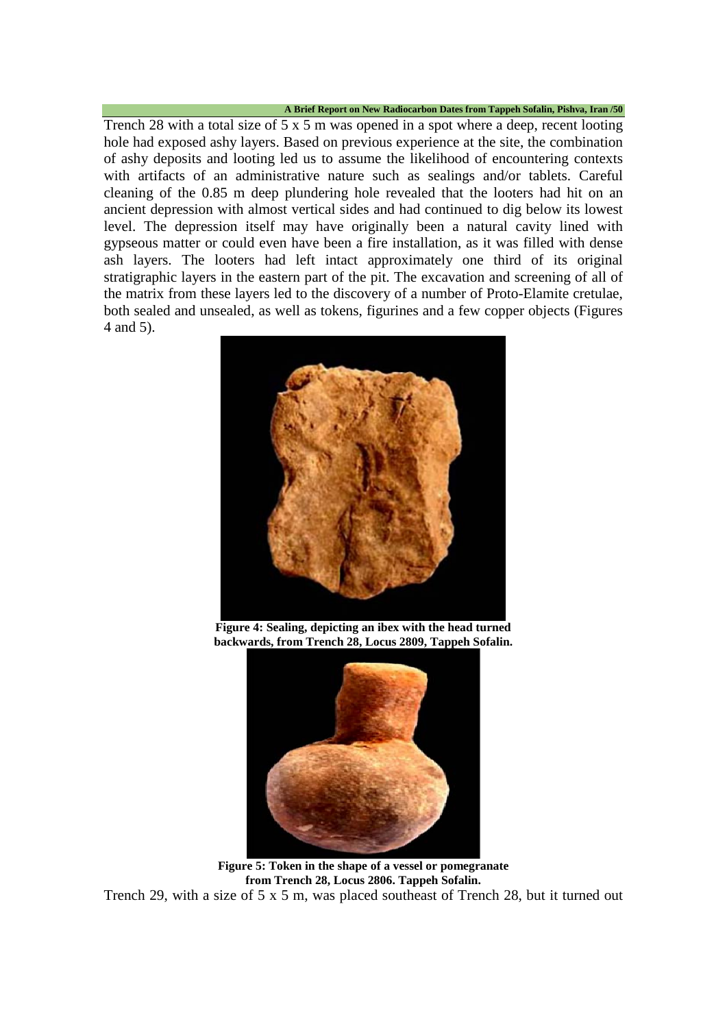Trench 28 with a total size of 5 x 5 m was opened in a spot where a deep, recent looting hole had exposed ashy layers. Based on previous experience at the site, the combination of ashy deposits and looting led us to assume the likelihood of encountering contexts with artifacts of an administrative nature such as sealings and/or tablets. Careful cleaning of the 0.85 m deep plundering hole revealed that the looters had hit on an ancient depression with almost vertical sides and had continued to dig below its lowest level. The depression itself may have originally been a natural cavity lined with gypseous matter or could even have been a fire installation, as it was filled with dense ash layers. The looters had left intact approximately one third of its original stratigraphic layers in the eastern part of the pit. The excavation and screening of all of the matrix from these layers led to the discovery of a number of Proto-Elamite cretulae, both sealed and unsealed, as well as tokens, figurines and a few copper objects (Figures 4 and 5).

**Figure 4: Sealing, depicting an ibex with the head turned backwards, from Trench 28, Locus 2809, Tappeh Sofalin.**

**Figure 5: Token in the shape of a vessel or pomegranate from Trench 28, Locus 2806. Tappeh Sofalin.**

Trench 29, with a size of 5 x 5 m, was placed southeast of Trench 28, but it turned out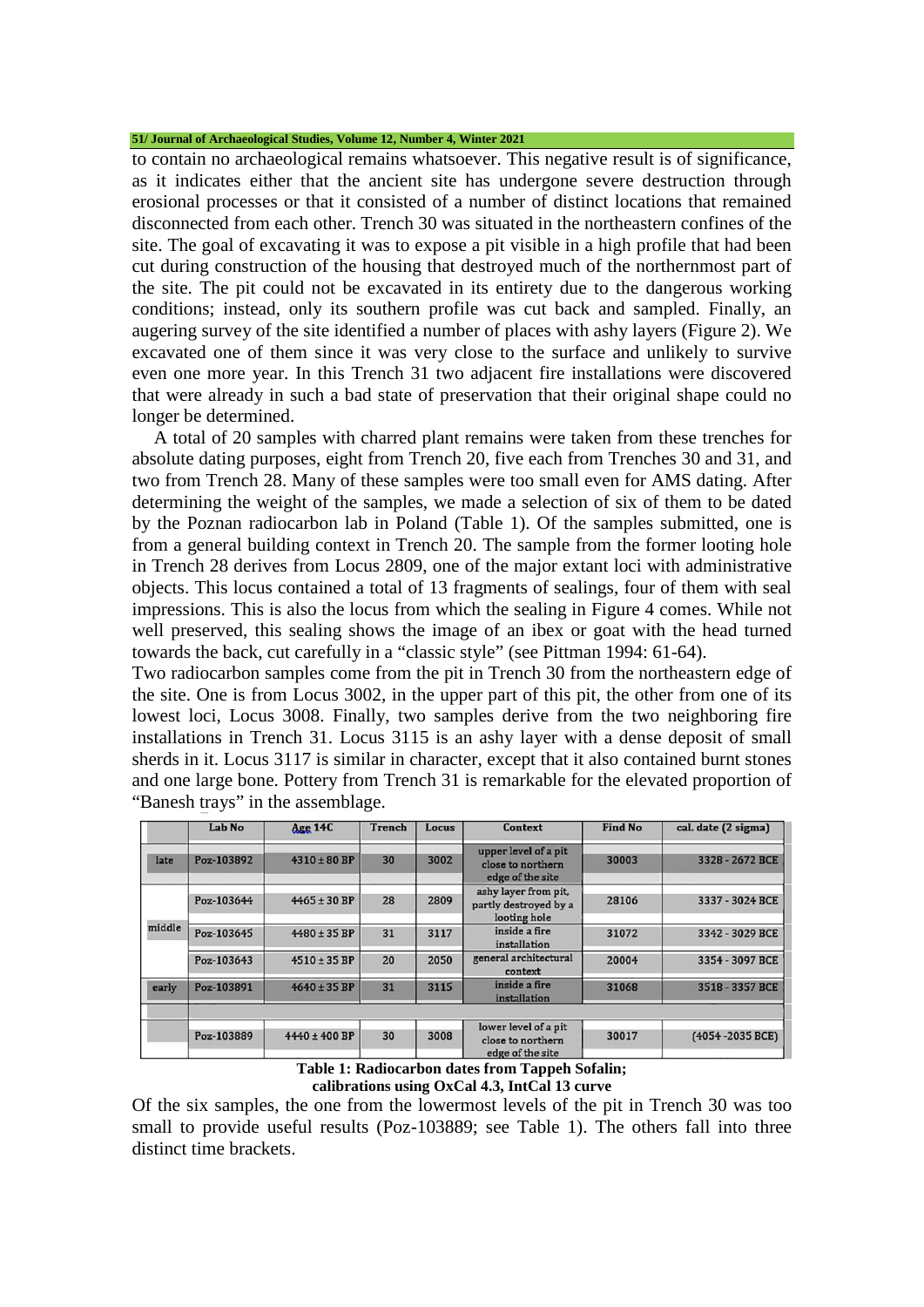to contain no archaeological remains whatsoever. This negative result is of significance, as it indicates either that the ancient site has undergone severe destruction through erosional processes or that it consisted of a number of distinct locations that remained disconnected from each other. Trench 30 was situated in the northeastern confines of the site. The goal of excavating it was to expose a pit visible in a high profile that had been cut during construction of the housing that destroyed much of the northernmost part of the site. The pit could not be excavated in its entirety due to the dangerous working conditions; instead, only its southern profile was cut back and sampled. Finally, an augering survey of the site identified a number of places with ashy layers (Figure 2). We excavated one of them since it was very close to the surface and unlikely to survive even one more year. In this Trench 31 two adjacent fire installations were discovered that were already in such a bad state of preservation that their original shape could no longer be determined.

A total of 20 samples with charred plant remains were taken from these trenches for absolute dating purposes, eight from Trench 20, five each from Trenches 30 and 31, and two from Trench 28. Many of these samples were too small even for AMS dating. After determining the weight of the samples, we made a selection of six of them to be dated by the Poznan radiocarbon lab in Poland (Table 1). Of the samples submitted, one is from a general building context in Trench 20. The sample from the former looting hole in Trench 28 derives from Locus 2809, one of the major extant loci with administrative objects. This locus contained a total of 13 fragments of sealings, four of them with seal impressions. This is also the locus from which the sealing in Figure 4 comes. While not well preserved, this sealing shows the image of an ibex or goat with the head turned towards the back, cut carefully in a "classic style" (see Pittman 1994: 61-64).

Two radiocarbon samples come from the pit in Trench 30 from the northeastern edge of the site. One is from Locus 3002, in the upper part of this pit, the other from one of its lowest loci, Locus 3008. Finally, two samples derive from the two neighboring fire installations in Trench 31. Locus 3115 is an ashy layer with a dense deposit of small sherds in it. Locus 3117 is similar in character, except that it also contained burnt stones and one large bone. Pottery from Trench 31 is remarkable for the elevated proportion of "Banesh trays" in the assemblage.

| | Lab No | Age 14C | Trench | Locus | Context | Find No | cal. date (2 sigma) |
|---|---|---|---|---|---|---|---|
| late | Poz-103892 | 4310 ± 80 BP | 30 | 3002 | upper level of a pit close to northern edge of the site | 30003 | 3328 - 2672 BCE |
| middle | Poz-103644 | 4465 ± 30 BP | 28 | 2809 | ashy layer from pit, partly destroyed by a looting hole | 28106 | 3337 - 3024 BCE |
| | Poz-103645 | 4480 ± 35 BP | 31 | 3117 | inside a fire installation | 31072 | 3342 - 3029 BCE |
| | Poz-103643 | 4510 ± 35 BP | 20 | 2050 | general architectural context | 20004 | 3354 - 3097 BCE |
| early | Poz-103891 | 4640 ± 35 BP | 31 | 3115 | inside a fire installation | 31068 | 3518 - 3357 BCE |
| | | | | | | | |
| | Poz-103889 | 4440 ± 400 BP | 30 | 3008 | lower level of a pit close to northern edge of the site | 30017 | (4054 -2035 BCE) |

**Table 1: Radiocarbon dates from Tappeh Sofalin; calibrations using OxCal 4.3, IntCal 13 curve**

Of the six samples, the one from the lowermost levels of the pit in Trench 30 was too small to provide useful results (Poz-103889; see Table 1). The others fall into three distinct time brackets.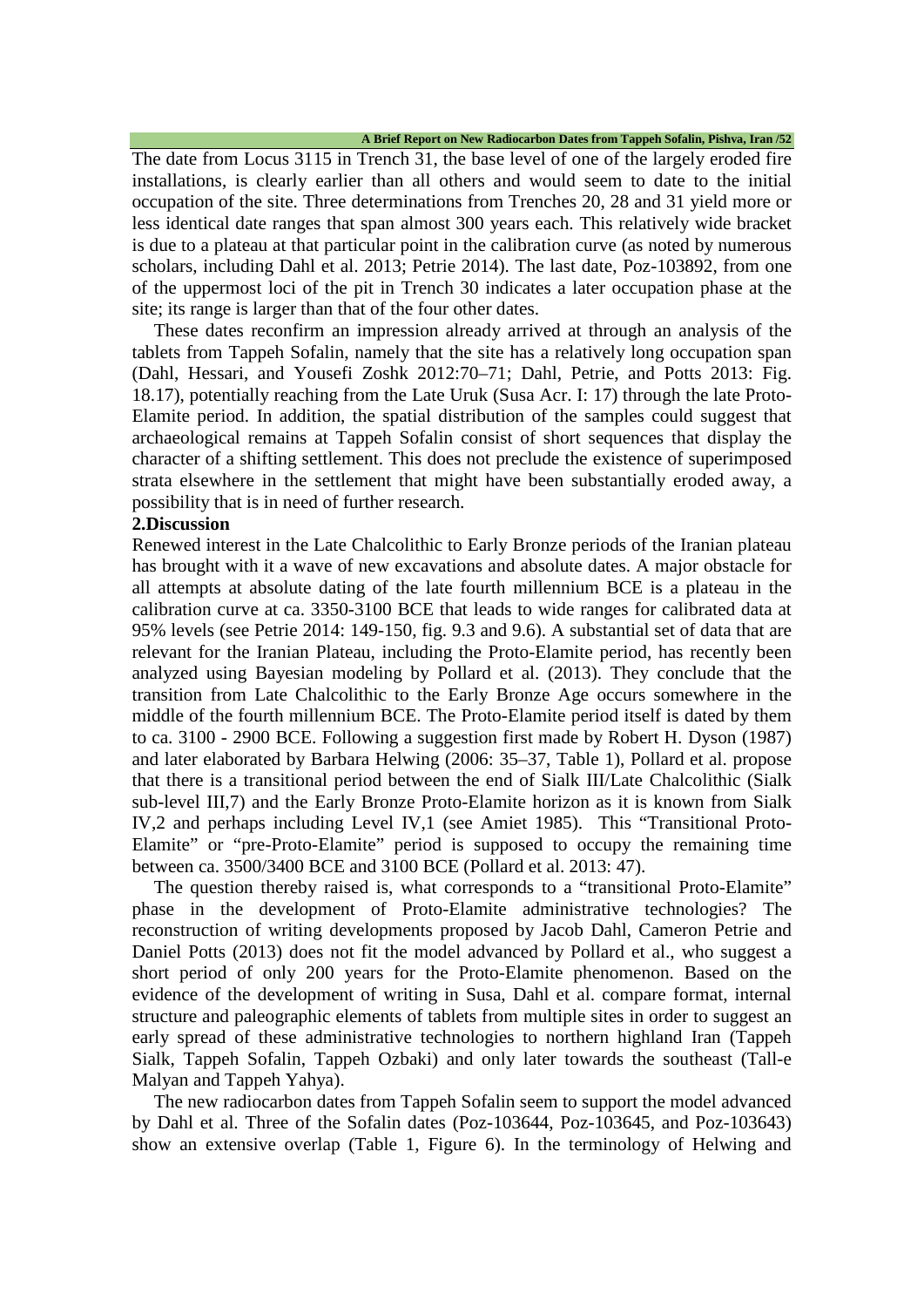The date from Locus 3115 in Trench 31, the base level of one of the largely eroded fire installations, is clearly earlier than all others and would seem to date to the initial occupation of the site. Three determinations from Trenches 20, 28 and 31 yield more or less identical date ranges that span almost 300 years each. This relatively wide bracket is due to a plateau at that particular point in the calibration curve (as noted by numerous scholars, including Dahl et al. 2013; Petrie 2014). The last date, Poz-103892, from one of the uppermost loci of the pit in Trench 30 indicates a later occupation phase at the site; its range is larger than that of the four other dates.

These dates reconfirm an impression already arrived at through an analysis of the tablets from Tappeh Sofalin, namely that the site has a relatively long occupation span (Dahl, Hessari, and Yousefi Zoshk 2012:70–71; Dahl, Petrie, and Potts 2013: Fig. 18.17), potentially reaching from the Late Uruk (Susa Acr. I: 17) through the late Proto-Elamite period. In addition, the spatial distribution of the samples could suggest that archaeological remains at Tappeh Sofalin consist of short sequences that display the character of a shifting settlement. This does not preclude the existence of superimposed strata elsewhere in the settlement that might have been substantially eroded away, a possibility that is in need of further research.

## 2.Discussion

Renewed interest in the Late Chalcolithic to Early Bronze periods of the Iranian plateau has brought with it a wave of new excavations and absolute dates. A major obstacle for all attempts at absolute dating of the late fourth millennium BCE is a plateau in the calibration curve at ca. 3350-3100 BCE that leads to wide ranges for calibrated data at 95% levels (see Petrie 2014: 149-150, fig. 9.3 and 9.6). A substantial set of data that are relevant for the Iranian Plateau, including the Proto-Elamite period, has recently been analyzed using Bayesian modeling by Pollard et al. (2013). They conclude that the transition from Late Chalcolithic to the Early Bronze Age occurs somewhere in the middle of the fourth millennium BCE. The Proto-Elamite period itself is dated by them to ca. 3100 - 2900 BCE. Following a suggestion first made by Robert H. Dyson (1987) and later elaborated by Barbara Helwing (2006: 35–37, Table 1), Pollard et al. propose that there is a transitional period between the end of Sialk III/Late Chalcolithic (Sialk sub-level III,7) and the Early Bronze Proto-Elamite horizon as it is known from Sialk IV,2 and perhaps including Level IV,1 (see Amiet 1985). This "Transitional Proto-Elamite" or "pre-Proto-Elamite" period is supposed to occupy the remaining time between ca. 3500/3400 BCE and 3100 BCE (Pollard et al. 2013: 47).

The question thereby raised is, what corresponds to a "transitional Proto-Elamite" phase in the development of Proto-Elamite administrative technologies? The reconstruction of writing developments proposed by Jacob Dahl, Cameron Petrie and Daniel Potts (2013) does not fit the model advanced by Pollard et al., who suggest a short period of only 200 years for the Proto-Elamite phenomenon. Based on the evidence of the development of writing in Susa, Dahl et al. compare format, internal structure and paleographic elements of tablets from multiple sites in order to suggest an early spread of these administrative technologies to northern highland Iran (Tappeh Sialk, Tappeh Sofalin, Tappeh Ozbaki) and only later towards the southeast (Tall-e Malyan and Tappeh Yahya).

The new radiocarbon dates from Tappeh Sofalin seem to support the model advanced by Dahl et al. Three of the Sofalin dates (Poz-103644, Poz-103645, and Poz-103643) show an extensive overlap (Table 1, Figure 6). In the terminology of Helwing and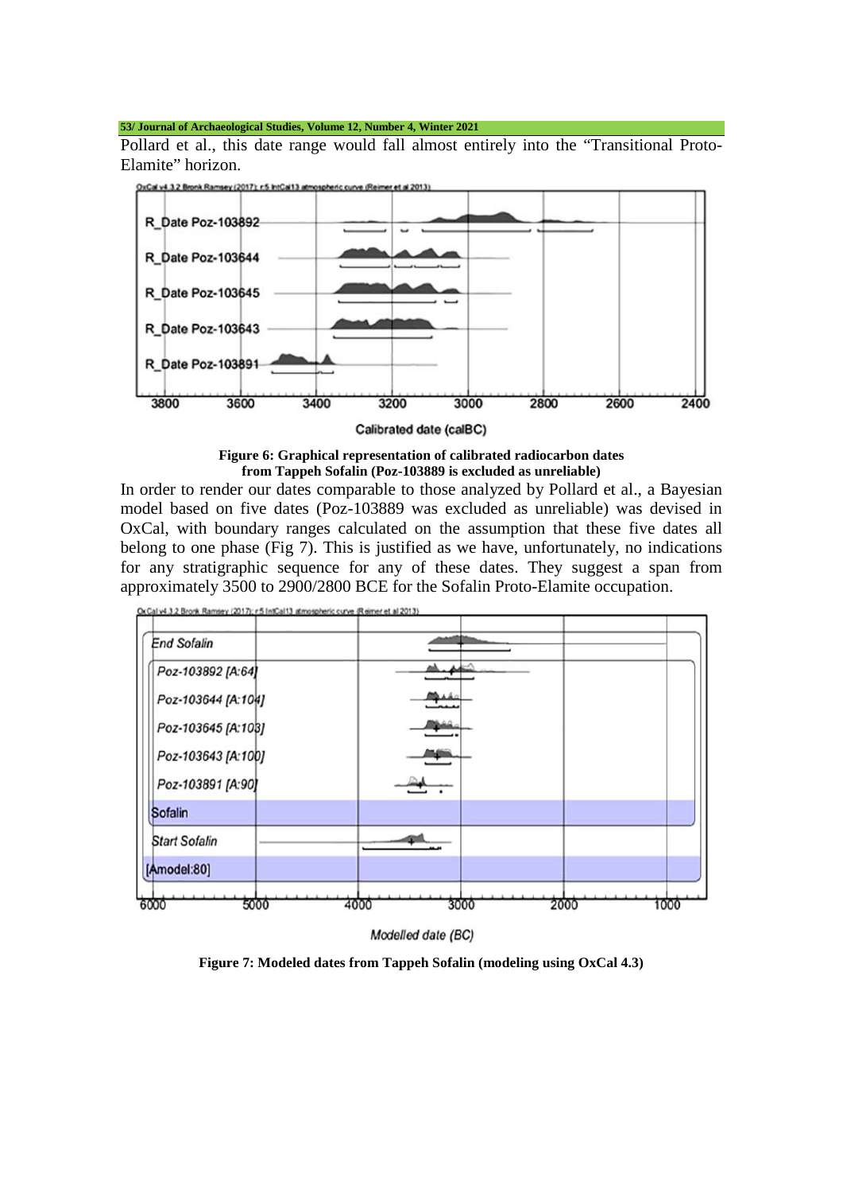Pollard et al., this date range would fall almost entirely into the "Transitional Proto-Elamite" horizon.

**Figure 6: Graphical representation of calibrated radiocarbon dates from Tappeh Sofalin (Poz-103889 is excluded as unreliable)**

In order to render our dates comparable to those analyzed by Pollard et al., a Bayesian model based on five dates (Poz-103889 was excluded as unreliable) was devised in OxCal, with boundary ranges calculated on the assumption that these five dates all belong to one phase (Fig 7). This is justified as we have, unfortunately, no indications for any stratigraphic sequence for any of these dates. They suggest a span from approximately 3500 to 2900/2800 BCE for the Sofalin Proto-Elamite occupation.

**Figure 7: Modeled dates from Tappeh Sofalin (modeling using OxCal 4.3)**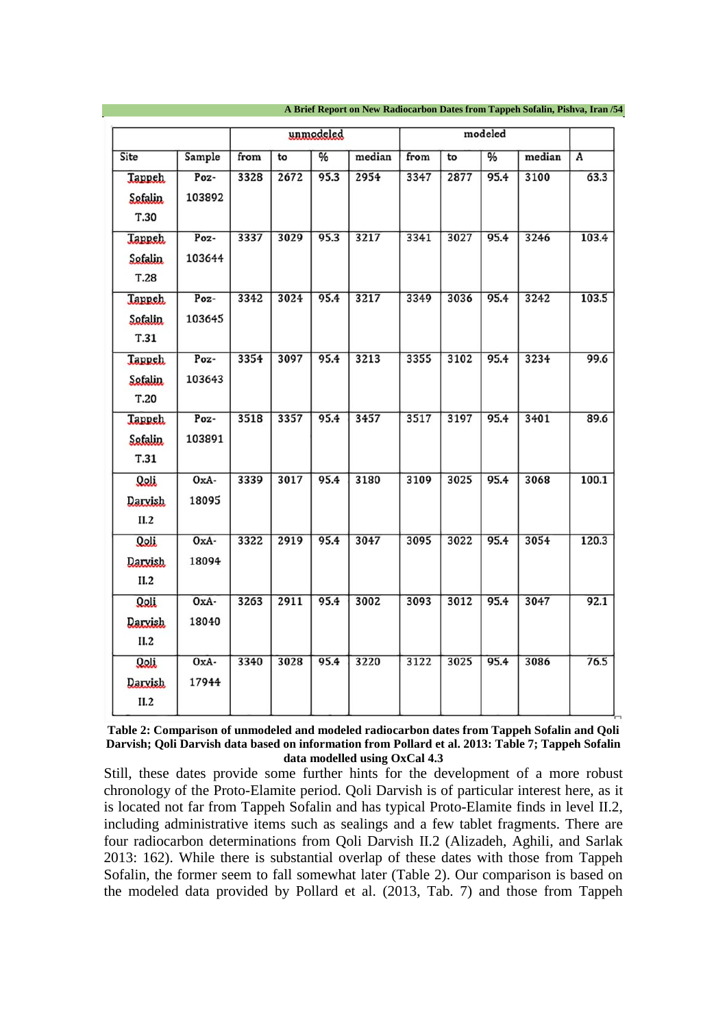| | | unmodeled | | | | modeled | | | | |
|---|---|---|---|---|---|---|---|---|---|---|
| Site | Sample | from | to | % | median | from | to | % | median | A |
| Tappeh Sofalin T.30 | Poz-103892 | 3328 | 2672 | 95.3 | 2954 | 3347 | 2877 | 95.4 | 3100 | 63.3 |
| Tappeh Sofalin T.28 | Poz-103644 | 3337 | 3029 | 95.3 | 3217 | 3341 | 3027 | 95.4 | 3246 | 103.4 |
| Tappeh Sofalin T.31 | Poz-103645 | 3342 | 3024 | 95.4 | 3217 | 3349 | 3036 | 95.4 | 3242 | 103.5 |
| Tappeh Sofalin T.20 | Poz-103643 | 3354 | 3097 | 95.4 | 3213 | 3355 | 3102 | 95.4 | 3234 | 99.6 |
| Tappeh Sofalin T.31 | Poz-103891 | 3518 | 3357 | 95.4 | 3457 | 3517 | 3197 | 95.4 | 3401 | 89.6 |
| Qoli Darvish II.2 | OxA-18095 | 3339 | 3017 | 95.4 | 3180 | 3109 | 3025 | 95.4 | 3068 | 100.1 |
| Qoli Darvish II.2 | OxA-18094 | 3322 | 2919 | 95.4 | 3047 | 3095 | 3022 | 95.4 | 3054 | 120.3 |
| Qoli Darvish II.2 | OxA-18040 | 3263 | 2911 | 95.4 | 3002 | 3093 | 3012 | 95.4 | 3047 | 92.1 |
| Qoli Darvish II.2 | OxA-17944 | 3340 | 3028 | 95.4 | 3220 | 3122 | 3025 | 95.4 | 3086 | 76.5 |

**Table 2: Comparison of unmodeled and modeled radiocarbon dates from Tappeh Sofalin and Qoli Darvish; Qoli Darvish data based on information from Pollard et al. 2013: Table 7; Tappeh Sofalin data modelled using OxCal 4.3**

Still, these dates provide some further hints for the development of a more robust chronology of the Proto-Elamite period. Qoli Darvish is of particular interest here, as it is located not far from Tappeh Sofalin and has typical Proto-Elamite finds in level II.2, including administrative items such as sealings and a few tablet fragments. There are four radiocarbon determinations from Qoli Darvish II.2 (Alizadeh, Aghili, and Sarlak 2013: 162). While there is substantial overlap of these dates with those from Tappeh Sofalin, the former seem to fall somewhat later (Table 2). Our comparison is based on the modeled data provided by Pollard et al. (2013, Tab. 7) and those from Tappeh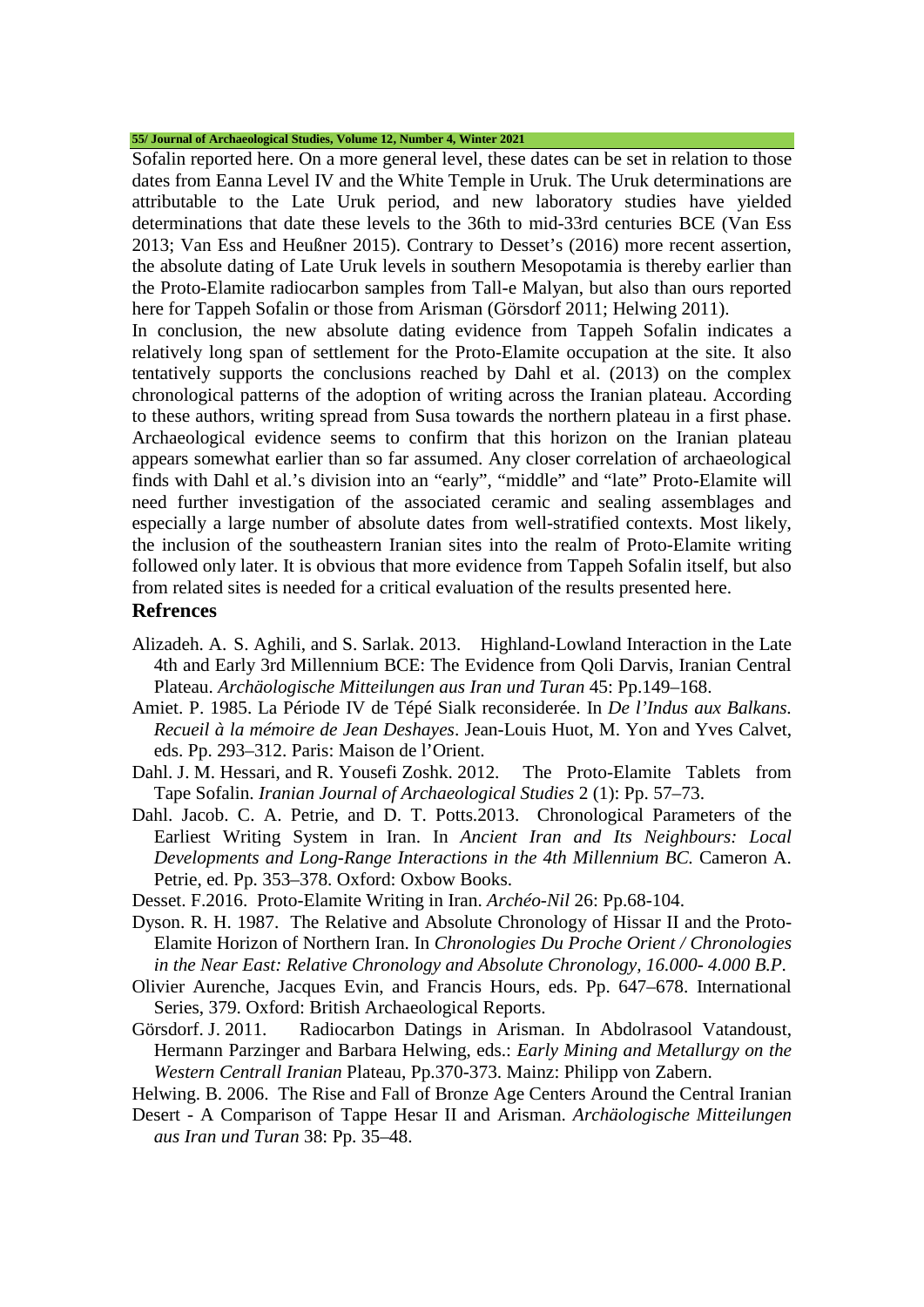Sofalin reported here. On a more general level, these dates can be set in relation to those dates from Eanna Level IV and the White Temple in Uruk. The Uruk determinations are attributable to the Late Uruk period, and new laboratory studies have yielded determinations that date these levels to the 36th to mid-33rd centuries BCE (Van Ess 2013; Van Ess and Heußner 2015). Contrary to Desset's (2016) more recent assertion, the absolute dating of Late Uruk levels in southern Mesopotamia is thereby earlier than the Proto-Elamite radiocarbon samples from Tall-e Malyan, but also than ours reported here for Tappeh Sofalin or those from Arisman (Görsdorf 2011; Helwing 2011).

In conclusion, the new absolute dating evidence from Tappeh Sofalin indicates a relatively long span of settlement for the Proto-Elamite occupation at the site. It also tentatively supports the conclusions reached by Dahl et al. (2013) on the complex chronological patterns of the adoption of writing across the Iranian plateau. According to these authors, writing spread from Susa towards the northern plateau in a first phase. Archaeological evidence seems to confirm that this horizon on the Iranian plateau appears somewhat earlier than so far assumed. Any closer correlation of archaeological finds with Dahl et al.'s division into an "early", "middle" and "late" Proto-Elamite will need further investigation of the associated ceramic and sealing assemblages and especially a large number of absolute dates from well-stratified contexts. Most likely, the inclusion of the southeastern Iranian sites into the realm of Proto-Elamite writing followed only later. It is obvious that more evidence from Tappeh Sofalin itself, but also from related sites is needed for a critical evaluation of the results presented here.

## Refrences

Alizadeh. A. S. Aghili, and S. Sarlak. 2013. Highland-Lowland Interaction in the Late 4th and Early 3rd Millennium BCE: The Evidence from Qoli Darvis, Iranian Central Plateau. *Archäologische Mitteilungen aus Iran und Turan* 45: Pp.149–168.

Amiet. P. 1985. La Période IV de Tépé Sialk reconsiderée. In *De l'Indus aux Balkans. Recueil à la mémoire de Jean Deshayes*. Jean-Louis Huot, M. Yon and Yves Calvet, eds. Pp. 293–312. Paris: Maison de l'Orient.

Dahl. J. M. Hessari, and R. Yousefi Zoshk. 2012. The Proto-Elamite Tablets from Tape Sofalin. *Iranian Journal of Archaeological Studies* 2 (1): Pp. 57–73.

Dahl. Jacob. C. A. Petrie, and D. T. Potts.2013. Chronological Parameters of the Earliest Writing System in Iran. In *Ancient Iran and Its Neighbours: Local Developments and Long-Range Interactions in the 4th Millennium BC.* Cameron A. Petrie, ed. Pp. 353–378. Oxford: Oxbow Books.

Desset. F.2016. Proto-Elamite Writing in Iran. *Archéo-Nil* 26: Pp.68-104.

Dyson. R. H. 1987. The Relative and Absolute Chronology of Hissar II and the Proto-Elamite Horizon of Northern Iran. In *Chronologies Du Proche Orient / Chronologies in the Near East: Relative Chronology and Absolute Chronology, 16.000- 4.000 B.P.* Olivier Aurenche, Jacques Evin, and Francis Hours, eds. Pp. 647–678. International Series, 379. Oxford: British Archaeological Reports.

Görsdorf. J. 2011. Radiocarbon Datings in Arisman. In Abdolrasool Vatandoust, Hermann Parzinger and Barbara Helwing, eds.: *Early Mining and Metallurgy on the Western Centrall Iranian* Plateau, Pp.370-373. Mainz: Philipp von Zabern.

Helwing. B. 2006. The Rise and Fall of Bronze Age Centers Around the Central Iranian Desert - A Comparison of Tappe Hesar II and Arisman. *Archäologische Mitteilungen aus Iran und Turan* 38: Pp. 35–48.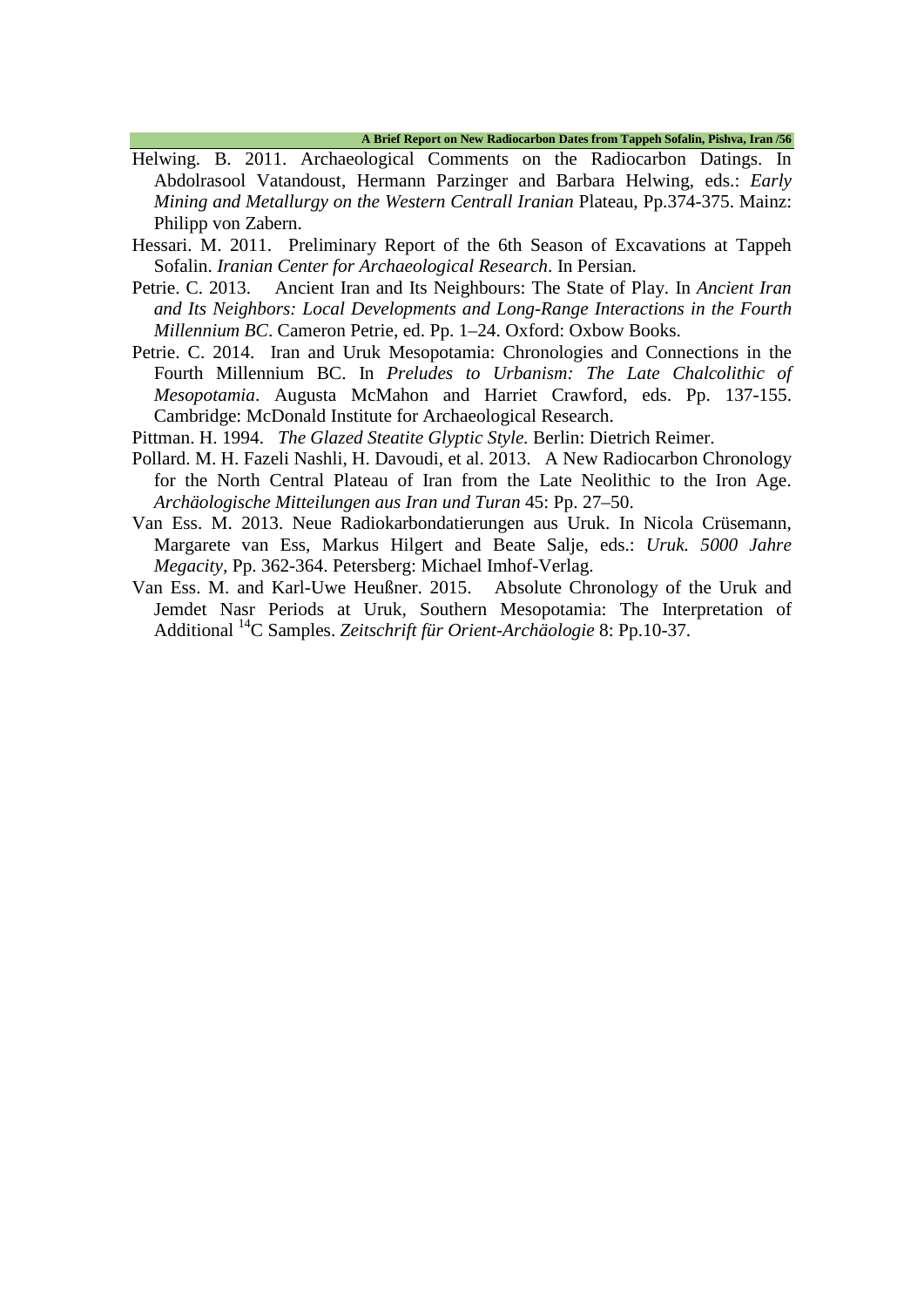Helwing. B. 2011. Archaeological Comments on the Radiocarbon Datings. In Abdolrasool Vatandoust, Hermann Parzinger and Barbara Helwing, eds.: *Early Mining and Metallurgy on the Western Centrall Iranian* Plateau, Pp.374-375. Mainz: Philipp von Zabern.

Hessari. M. 2011. Preliminary Report of the 6th Season of Excavations at Tappeh Sofalin. *Iranian Center for Archaeological Research*. In Persian.

Petrie. C. 2013. Ancient Iran and Its Neighbours: The State of Play. In *Ancient Iran and Its Neighbors: Local Developments and Long-Range Interactions in the Fourth Millennium BC*. Cameron Petrie, ed. Pp. 1–24. Oxford: Oxbow Books.

Petrie. C. 2014. Iran and Uruk Mesopotamia: Chronologies and Connections in the Fourth Millennium BC. In *Preludes to Urbanism: The Late Chalcolithic of Mesopotamia*. Augusta McMahon and Harriet Crawford, eds. Pp. 137-155. Cambridge: McDonald Institute for Archaeological Research.

Pittman. H. 1994. *The Glazed Steatite Glyptic Style.* Berlin: Dietrich Reimer.

Pollard. M. H. Fazeli Nashli, H. Davoudi, et al. 2013. A New Radiocarbon Chronology for the North Central Plateau of Iran from the Late Neolithic to the Iron Age. *Archäologische Mitteilungen aus Iran und Turan* 45: Pp. 27–50.

Van Ess. M. 2013. Neue Radiokarbondatierungen aus Uruk. In Nicola Crüsemann, Margarete van Ess, Markus Hilgert and Beate Salje, eds.: *Uruk. 5000 Jahre Megacity*, Pp. 362-364. Petersberg: Michael Imhof-Verlag.

Van Ess. M. and Karl-Uwe Heußner. 2015. Absolute Chronology of the Uruk and Jemdet Nasr Periods at Uruk, Southern Mesopotamia: The Interpretation of Additional $^{14}C$ Samples. *Zeitschrift für Orient-Archäologie* 8: Pp.10-37.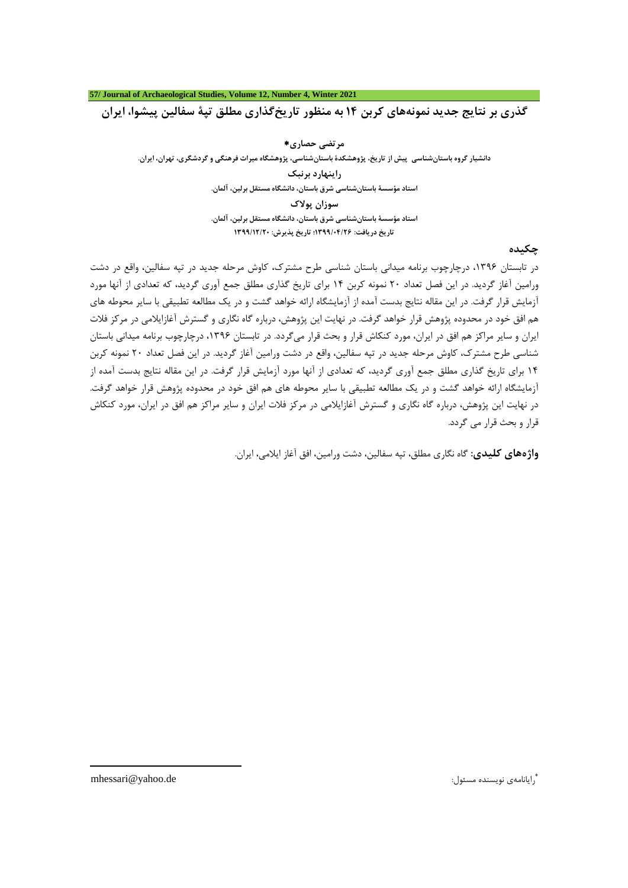# گذری بر نتایج جدید نمونه‌های کربن ۱۴ به منظور تاریخ‌گذاری مطلق تپهٔ سفالین پیشوا، ایران

**مرتضی حصاری***

دانشیار گروه باستان‌شناسی پیش از تاریخ، پژوهشکدهٔ باستان‌شناسی، پژوهشگاه میراث فرهنگی و گردشگری، تهران، ایران.

**راینهارد برنبک**

استاد مؤسسهٔ باستان‌شناسی شرق باستان، دانشگاه مستقل برلین، آلمان.

**سوزان پولاک**

استاد مؤسسهٔ باستان‌شناسی شرق باستان، دانشگاه مستقل برلین، آلمان.

تاریخ دریافت: ۱۳۹۹/۰۴/۲۶؛ تاریخ پذیرش: ۱۳۹۹/۱۲/۲۰

## چکیده

در تابستان ۱۳۹۶، درچارچوب برنامه میدانی باستان شناسی طرح مشترک، کاوش مرحله جدید در تپه سفالین، واقع در دشت ورامین آغاز گردید. در این فصل تعداد ۲۰ نمونه کربن ۱۴ برای تاریخ گذاری مطلق جمع آوری گردید، که تعدادی از آنها مورد آزمایش قرار گرفت. در این مقاله نتایج بدست آمده از آزمایشگاه ارائه خواهد گشت و در یک مطالعه تطبیقی با سایر محوطه های هم افق خود در محدوده پژوهش قرار خواهد گرفت. در نهایت این پژوهش، درباره گاه نگاری و گسترش آغازایلامی در مرکز فلات ایران و سایر مراکز هم افق در ایران، مورد کنکاش قرار و بحث قرار می‌گردد. در تابستان ۱۳۹۶، درچارچوب برنامه میدانی باستان شناسی طرح مشترک، کاوش مرحله جدید در تپه سفالین، واقع در دشت ورامین آغاز گردید. در این فصل تعداد ۲۰ نمونه کربن ۱۴ برای تاریخ گذاری مطلق جمع آوری گردید، که تعدادی از آنها مورد آزمایش قرار گرفت. در این مقاله نتایج بدست آمده از آزمایشگاه ارائه خواهد گشت و در یک مطالعه تطبیقی با سایر محوطه های هم افق خود در محدوده پژوهش قرار خواهد گرفت. در نهایت این پژوهش، درباره گاه نگاری و گسترش آغازایلامی در مرکز فلات ایران و سایر مراکز هم افق در ایران، مورد کنکاش قرار و بحث قرار می گردد.

**واژه‌های کلیدی:** گاه نگاری مطلق، تپه سفالین، دشت ورامین، افق آغاز ایلامی، ایران.

---

* رایانامه‌ی نویسنده مسئول: mhessari@yahoo.de